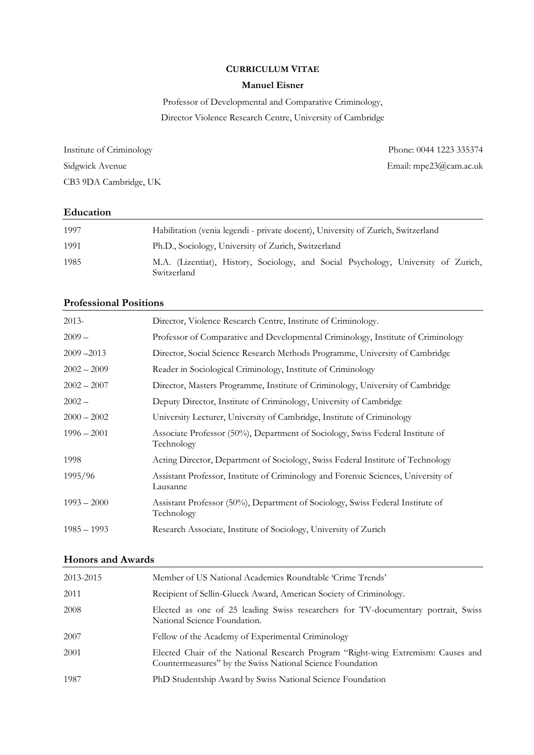**CURRICULUM VITAE**

**Manuel Eisner**

Professor of Developmental and Comparative Criminology,

Director Violence Research Centre, University of Cambridge

Institute of Criminology
Sidgwick Avenue
CB3 9DA Cambridge, UK

Phone: 0044 1223 335374
Email: mpe23@cam.ac.uk

## Education

| | |
|---|---|
| 1997 | Habilitation (venia legendi - private docent), University of Zurich, Switzerland |
| 1991 | Ph.D., Sociology, University of Zurich, Switzerland |
| 1985 | M.A. (Lizentiat), History, Sociology, and Social Psychology, University of Zurich, Switzerland |

## Professional Positions

| | |
|---|---|
| 2013- | Director, Violence Research Centre, Institute of Criminology. |
| 2009 – | Professor of Comparative and Developmental Criminology, Institute of Criminology |
| 2009 –2013 | Director, Social Science Research Methods Programme, University of Cambridge |
| 2002 – 2009 | Reader in Sociological Criminology, Institute of Criminology |
| 2002 – 2007 | Director, Masters Programme, Institute of Criminology, University of Cambridge |
| 2002 – | Deputy Director, Institute of Criminology, University of Cambridge |
| 2000 – 2002 | University Lecturer, University of Cambridge, Institute of Criminology |
| 1996 – 2001 | Associate Professor (50%), Department of Sociology, Swiss Federal Institute of Technology |
| 1998 | Acting Director, Department of Sociology, Swiss Federal Institute of Technology |
| 1995/96 | Assistant Professor, Institute of Criminology and Forensic Sciences, University of Lausanne |
| 1993 – 2000 | Assistant Professor (50%), Department of Sociology, Swiss Federal Institute of Technology |
| 1985 – 1993 | Research Associate, Institute of Sociology, University of Zurich |

## Honors and Awards

| | |
|---|---|
| 2013-2015 | Member of US National Academies Roundtable 'Crime Trends' |
| 2011 | Recipient of Sellin-Glueck Award, American Society of Criminology. |
| 2008 | Elected as one of 25 leading Swiss researchers for TV-documentary portrait, Swiss National Science Foundation. |
| 2007 | Fellow of the Academy of Experimental Criminology |
| 2001 | Elected Chair of the National Research Program "Right-wing Extremism: Causes and Countermeasures" by the Swiss National Science Foundation |
| 1987 | PhD Studentship Award by Swiss National Science Foundation |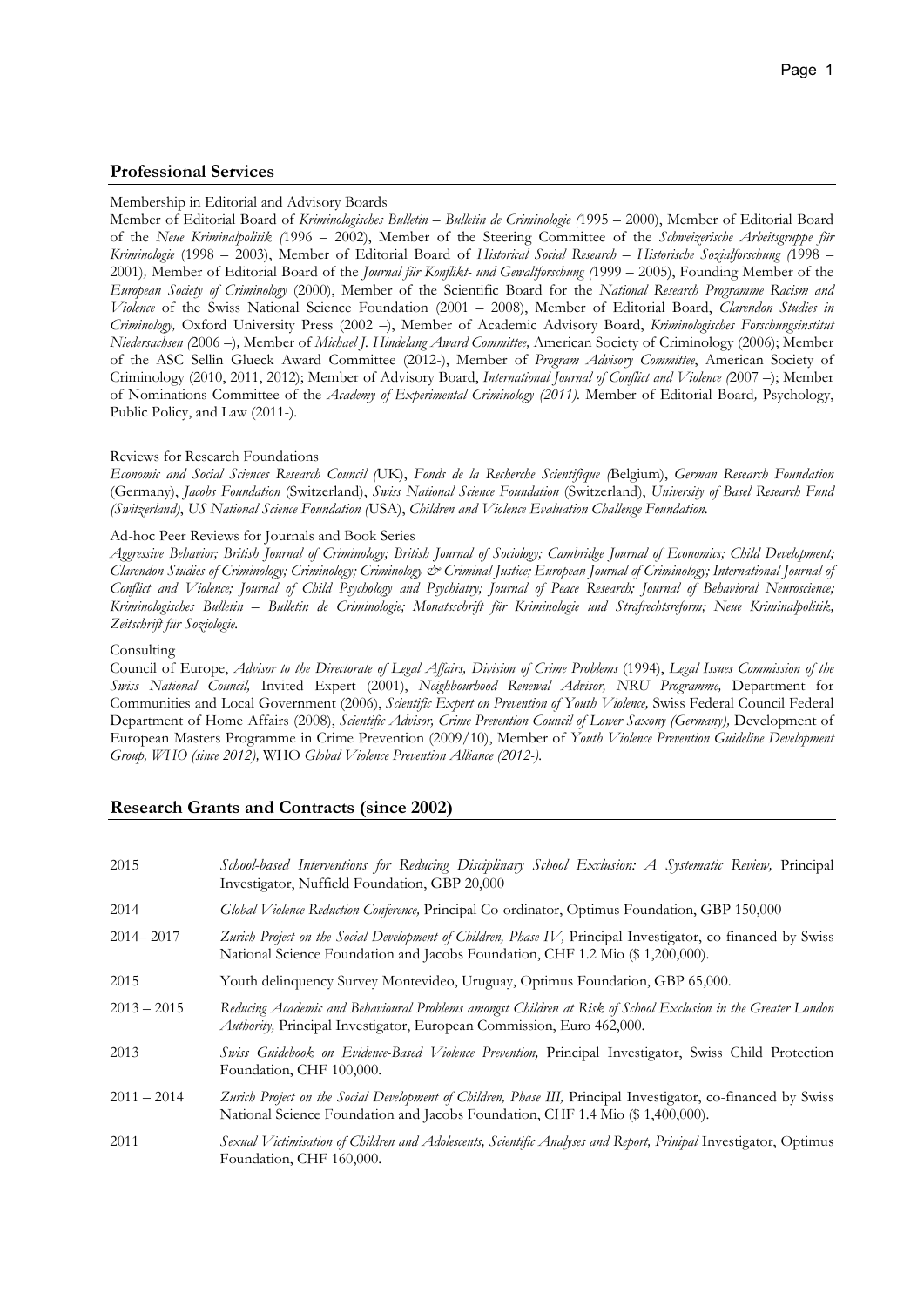## Professional Services

Membership in Editorial and Advisory Boards

Member of Editorial Board of *Kriminologisches Bulletin – Bulletin de Criminologie (*1995 – 2000), Member of Editorial Board of the *Neue Kriminalpolitik (*1996 – 2002), Member of the Steering Committee of the *Schweizerische Arbeitsgruppe für Kriminologie* (1998 – 2003), Member of Editorial Board of *Historical Social Research – Historische Sozialforschung (*1998 – 2001)*,* Member of Editorial Board of the *Journal für Konflikt- und Gewaltforschung (*1999 – 2005), Founding Member of the *European Society of Criminology* (2000), Member of the Scientific Board for the *National Research Programme Racism and Violence* of the Swiss National Science Foundation (2001 – 2008), Member of Editorial Board, *Clarendon Studies in Criminology,* Oxford University Press (2002 –), Member of Academic Advisory Board, *Kriminologisches Forschungsinstitut Niedersachsen (*2006 –)*,* Member of *Michael J. Hindelang Award Committee,* American Society of Criminology (2006); Member of the ASC Sellin Glueck Award Committee (2012-), Member of *Program Advisory Committee*, American Society of Criminology (2010, 2011, 2012); Member of Advisory Board, *International Journal of Conflict and Violence (*2007 –); Member of Nominations Committee of the *Academy of Experimental Criminology (2011).* Member of Editorial Board*,* Psychology, Public Policy, and Law (2011-).

Reviews for Research Foundations

*Economic and Social Sciences Research Council (*UK), *Fonds de la Recherche Scientifique (*Belgium), *German Research Foundation* (Germany), *Jacobs Foundation* (Switzerland), *Swiss National Science Foundation* (Switzerland), *University of Basel Research Fund (Switzerland)*, *US National Science Foundation (*USA), *Children and Violence Evaluation Challenge Foundation.*

Ad-hoc Peer Reviews for Journals and Book Series

*Aggressive Behavior; British Journal of Criminology; British Journal of Sociology; Cambridge Journal of Economics; Child Development; Clarendon Studies of Criminology; Criminology; Criminology & Criminal Justice; European Journal of Criminology; International Journal of Conflict and Violence; Journal of Child Psychology and Psychiatry; Journal of Peace Research; Journal of Behavioral Neuroscience; Kriminologisches Bulletin – Bulletin de Criminologie; Monatsschrift für Kriminologie und Strafrechtsreform; Neue Kriminalpolitik, Zeitschrift für Soziologie.*

Consulting

Council of Europe, *Advisor to the Directorate of Legal Affairs, Division of Crime Problems* (1994), *Legal Issues Commission of the Swiss National Council,* Invited Expert (2001), *Neighbourhood Renewal Advisor, NRU Programme,* Department for Communities and Local Government (2006), *Scientific Expert on Prevention of Youth Violence,* Swiss Federal Council Federal Department of Home Affairs (2008), *Scientific Advisor, Crime Prevention Council of Lower Saxony (Germany),* Development of European Masters Programme in Crime Prevention (2009/10), Member of *Youth Violence Prevention Guideline Development Group, WHO (since 2012),* WHO *Global Violence Prevention Alliance (2012-).*

## Research Grants and Contracts (since 2002)

| | |
|---|---|
| 2015 | *School-based Interventions for Reducing Disciplinary School Exclusion: A Systematic Review,* Principal Investigator, Nuffield Foundation, GBP 20,000 |
| 2014 | *Global Violence Reduction Conference,* Principal Co-ordinator, Optimus Foundation, GBP 150,000 |
| 2014– 2017 | *Zurich Project on the Social Development of Children, Phase IV,* Principal Investigator, co-financed by Swiss National Science Foundation and Jacobs Foundation, CHF 1.2 Mio ($ 1,200,000). |
| 2015 | Youth delinquency Survey Montevideo, Uruguay, Optimus Foundation, GBP 65,000. |
| 2013 – 2015 | *Reducing Academic and Behavioural Problems amongst Children at Risk of School Exclusion in the Greater London Authority,* Principal Investigator, European Commission, Euro 462,000. |
| 2013 | *Swiss Guidebook on Evidence-Based Violence Prevention,* Principal Investigator, Swiss Child Protection Foundation, CHF 100,000. |
| 2011 – 2014 | *Zurich Project on the Social Development of Children, Phase III,* Principal Investigator, co-financed by Swiss National Science Foundation and Jacobs Foundation, CHF 1.4 Mio ($ 1,400,000). |
| 2011 | *Sexual Victimisation of Children and Adolescents, Scientific Analyses and Report, Prinipal* Investigator, Optimus Foundation, CHF 160,000. |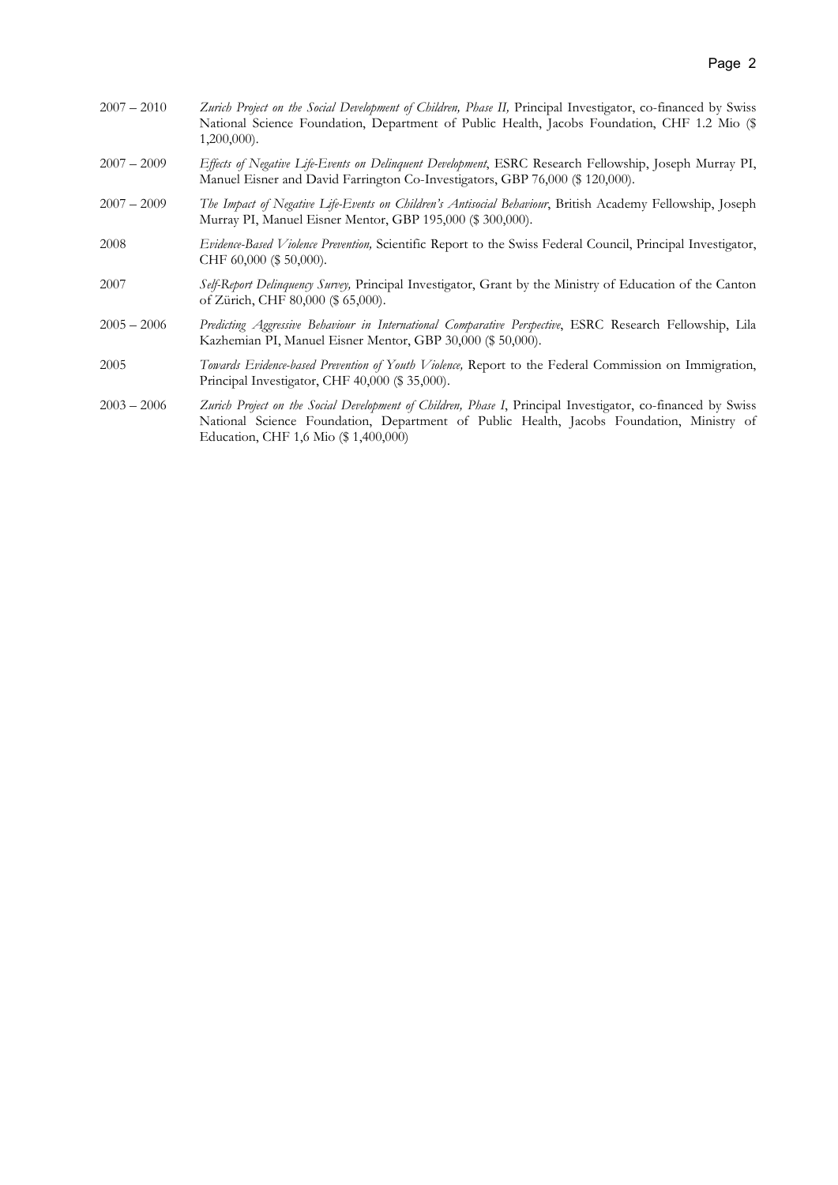2007 – 2010 *Zurich Project on the Social Development of Children, Phase II,* Principal Investigator, co-financed by Swiss National Science Foundation, Department of Public Health, Jacobs Foundation, CHF 1.2 Mio ($ 1,200,000).

2007 – 2009 *Effects of Negative Life-Events on Delinquent Development*, ESRC Research Fellowship, Joseph Murray PI, Manuel Eisner and David Farrington Co-Investigators, GBP 76,000 ($ 120,000).

2007 – 2009 *The Impact of Negative Life-Events on Children's Antisocial Behaviour*, British Academy Fellowship, Joseph Murray PI, Manuel Eisner Mentor, GBP 195,000 ($ 300,000).

2008 *Evidence-Based Violence Prevention,* Scientific Report to the Swiss Federal Council, Principal Investigator, CHF 60,000 ($ 50,000).

2007 *Self-Report Delinquency Survey,* Principal Investigator, Grant by the Ministry of Education of the Canton of Zürich, CHF 80,000 ($ 65,000).

2005 – 2006 *Predicting Aggressive Behaviour in International Comparative Perspective*, ESRC Research Fellowship, Lila Kazhemian PI, Manuel Eisner Mentor, GBP 30,000 ($ 50,000).

2005 *Towards Evidence-based Prevention of Youth Violence,* Report to the Federal Commission on Immigration, Principal Investigator, CHF 40,000 ($ 35,000).

2003 – 2006 *Zurich Project on the Social Development of Children, Phase I*, Principal Investigator, co-financed by Swiss National Science Foundation, Department of Public Health, Jacobs Foundation, Ministry of Education, CHF 1,6 Mio ($ 1,400,000)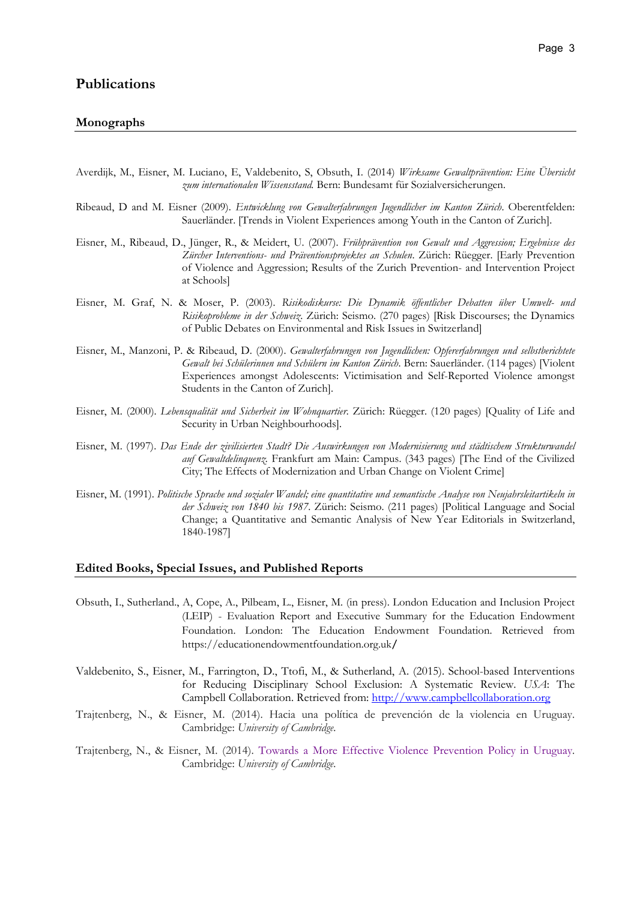## Publications

### Monographs

Averdijk, M., Eisner, M. Luciano, E, Valdebenito, S, Obsuth, I. (2014) *Wirksame Gewaltprävention: Eine Übersicht zum internationalen Wissensstand.* Bern: Bundesamt für Sozialversicherungen.

Ribeaud, D and M. Eisner (2009). *Entwicklung von Gewalterfahrungen Jugendlicher im Kanton Zürich.* Oberentfelden: Sauerländer. [Trends in Violent Experiences among Youth in the Canton of Zurich].

Eisner, M., Ribeaud, D., Jünger, R., & Meidert, U. (2007). *Frühprävention von Gewalt und Aggression; Ergebnisse des Zürcher Interventions- und Präventionsprojektes an Schulen.* Zürich: Rüegger. [Early Prevention of Violence and Aggression; Results of the Zurich Prevention- and Intervention Project at Schools]

Eisner, M. Graf, N. & Moser, P. (2003). *Risikodiskurse: Die Dynamik öffentlicher Debatten über Umwelt- und Risikoprobleme in der Schweiz.* Zürich: Seismo. (270 pages) [Risk Discourses; the Dynamics of Public Debates on Environmental and Risk Issues in Switzerland]

Eisner, M., Manzoni, P. & Ribeaud, D. (2000). *Gewalterfahrungen von Jugendlichen: Opfererfahrungen und selbstberichtete Gewalt bei Schülerinnen und Schülern im Kanton Zürich.* Bern: Sauerländer. (114 pages) [Violent Experiences amongst Adolescents: Victimisation and Self-Reported Violence amongst Students in the Canton of Zurich].

Eisner, M. (2000). *Lebensqualität und Sicherheit im Wohnquartier.* Zürich: Rüegger. (120 pages) [Quality of Life and Security in Urban Neighbourhoods].

Eisner, M. (1997). *Das Ende der zivilisierten Stadt? Die Auswirkungen von Modernisierung und städtischem Strukturwandel auf Gewaltdelinquenz.* Frankfurt am Main: Campus. (343 pages) [The End of the Civilized City; The Effects of Modernization and Urban Change on Violent Crime]

Eisner, M. (1991). *Politische Sprache und sozialer Wandel; eine quantitative und semantische Analyse von Neujahrsleitartikeln in der Schweiz von 1840 bis 1987.* Zürich: Seismo. (211 pages) [Political Language and Social Change; a Quantitative and Semantic Analysis of New Year Editorials in Switzerland, 1840-1987]

### Edited Books, Special Issues, and Published Reports

Obsuth, I., Sutherland., A, Cope, A., Pilbeam, L., Eisner, M. (in press). London Education and Inclusion Project (LEIP) - Evaluation Report and Executive Summary for the Education Endowment Foundation. London: The Education Endowment Foundation. Retrieved from https://educationendowmentfoundation.org.uk/

Valdebenito, S., Eisner, M., Farrington, D., Ttofi, M., & Sutherland, A. (2015). School-based Interventions for Reducing Disciplinary School Exclusion: A Systematic Review. *USA*: The Campbell Collaboration. Retrieved from: http://www.campbellcollaboration.org

Trajtenberg, N., & Eisner, M. (2014). Hacia una política de prevención de la violencia en Uruguay. Cambridge: *University of Cambridge.*

Trajtenberg, N., & Eisner, M. (2014). Towards a More Effective Violence Prevention Policy in Uruguay. Cambridge: *University of Cambridge.*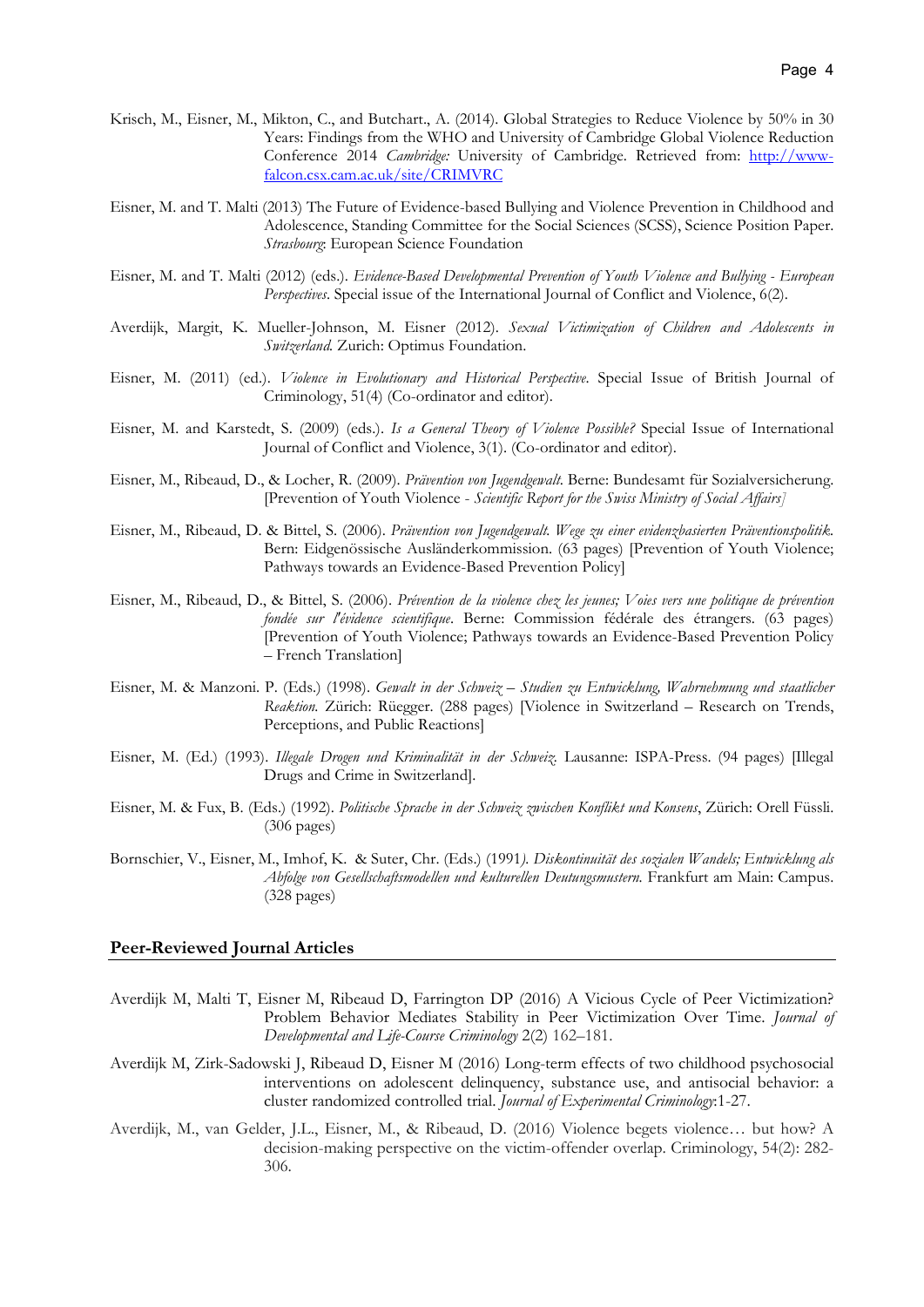Krisch, M., Eisner, M., Mikton, C., and Butchart., A. (2014). Global Strategies to Reduce Violence by 50% in 30 Years: Findings from the WHO and University of Cambridge Global Violence Reduction Conference 2014 *Cambridge:* University of Cambridge. Retrieved from: [http://www-falcon.csx.cam.ac.uk/site/CRIMVRC](http://www-falcon.csx.cam.ac.uk/site/CRIMVRC)

Eisner, M. and T. Malti (2013) The Future of Evidence-based Bullying and Violence Prevention in Childhood and Adolescence, Standing Committee for the Social Sciences (SCSS), Science Position Paper. *Strasbourg*: European Science Foundation

Eisner, M. and T. Malti (2012) (eds.). *Evidence-Based Developmental Prevention of Youth Violence and Bullying - European Perspectives*. Special issue of the International Journal of Conflict and Violence, 6(2).

Averdijk, Margit, K. Mueller-Johnson, M. Eisner (2012). *Sexual Victimization of Children and Adolescents in Switzerland.* Zurich: Optimus Foundation.

Eisner, M. (2011) (ed.). *Violence in Evolutionary and Historical Perspective*. Special Issue of British Journal of Criminology, 51(4) (Co-ordinator and editor).

Eisner, M. and Karstedt, S. (2009) (eds.). *Is a General Theory of Violence Possible?* Special Issue of International Journal of Conflict and Violence, 3(1). (Co-ordinator and editor).

Eisner, M., Ribeaud, D., & Locher, R. (2009). *Prävention von Jugendgewalt.* Berne: Bundesamt für Sozialversicherung. [Prevention of Youth Violence - *Scientific Report for the Swiss Ministry of Social Affairs]*

Eisner, M., Ribeaud, D. & Bittel, S. (2006). *Prävention von Jugendgewalt. Wege zu einer evidenzbasierten Präventionspolitik.* Bern: Eidgenössische Ausländerkommission. (63 pages) [Prevention of Youth Violence; Pathways towards an Evidence-Based Prevention Policy]

Eisner, M., Ribeaud, D., & Bittel, S. (2006). *Prévention de la violence chez les jeunes; Voies vers une politique de prévention fondée sur l'évidence scientifique*. Berne: Commission fédérale des étrangers. (63 pages) [Prevention of Youth Violence; Pathways towards an Evidence-Based Prevention Policy – French Translation]

Eisner, M. & Manzoni. P. (Eds.) (1998). *Gewalt in der Schweiz – Studien zu Entwicklung, Wahrnehmung und staatlicher Reaktion.* Zürich: Rüegger. (288 pages) [Violence in Switzerland – Research on Trends, Perceptions, and Public Reactions]

Eisner, M. (Ed.) (1993). *Illegale Drogen und Kriminalität in der Schweiz.* Lausanne: ISPA-Press. (94 pages) [Illegal Drugs and Crime in Switzerland].

Eisner, M. & Fux, B. (Eds.) (1992). *Politische Sprache in der Schweiz zwischen Konflikt und Konsens*, Zürich: Orell Füssli. (306 pages)

Bornschier, V., Eisner, M., Imhof, K. & Suter, Chr. (Eds.) (1991*). Diskontinuität des sozialen Wandels; Entwicklung als Abfolge von Gesellschaftsmodellen und kulturellen Deutungsmustern.* Frankfurt am Main: Campus. (328 pages)

## Peer-Reviewed Journal Articles

Averdijk M, Malti T, Eisner M, Ribeaud D, Farrington DP (2016) A Vicious Cycle of Peer Victimization? Problem Behavior Mediates Stability in Peer Victimization Over Time. *Journal of Developmental and Life-Course Criminology* 2(2) 162–181.

Averdijk M, Zirk-Sadowski J, Ribeaud D, Eisner M (2016) Long-term effects of two childhood psychosocial interventions on adolescent delinquency, substance use, and antisocial behavior: a cluster randomized controlled trial. *Journal of Experimental Criminology*:1-27.

Averdijk, M., van Gelder, J.L., Eisner, M., & Ribeaud, D. (2016) Violence begets violence… but how? A decision-making perspective on the victim-offender overlap. Criminology, 54(2): 282-306.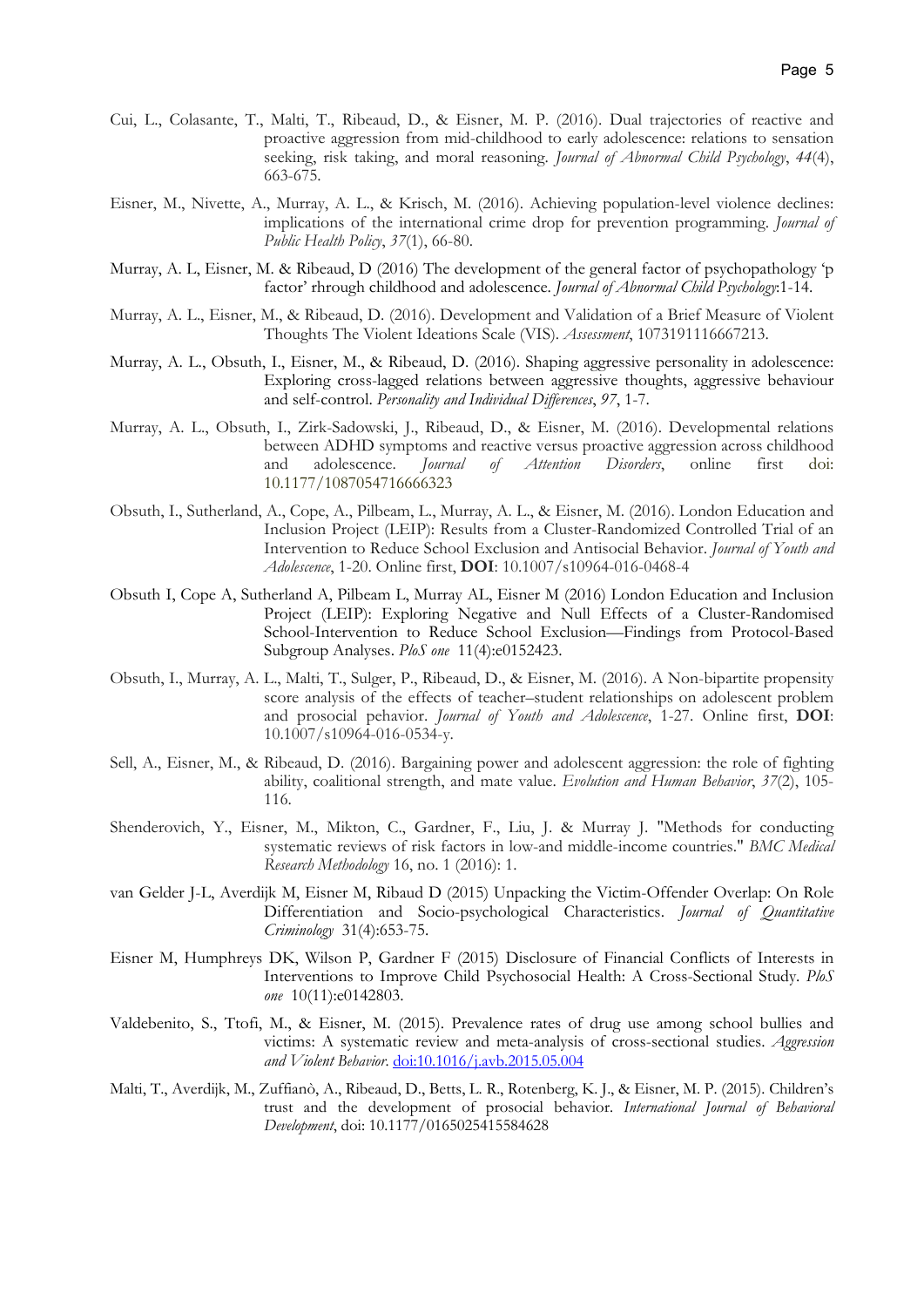Cui, L., Colasante, T., Malti, T., Ribeaud, D., & Eisner, M. P. (2016). Dual trajectories of reactive and proactive aggression from mid-childhood to early adolescence: relations to sensation seeking, risk taking, and moral reasoning. *Journal of Abnormal Child Psychology*, *44*(4), 663-675.

Eisner, M., Nivette, A., Murray, A. L., & Krisch, M. (2016). Achieving population-level violence declines: implications of the international crime drop for prevention programming. *Journal of Public Health Policy*, *37*(1), 66-80.

Murray, A. L, Eisner, M. & Ribeaud, D (2016) The development of the general factor of psychopathology 'p factor' rhrough childhood and adolescence. *Journal of Abnormal Child Psychology*:1-14.

Murray, A. L., Eisner, M., & Ribeaud, D. (2016). Development and Validation of a Brief Measure of Violent Thoughts The Violent Ideations Scale (VIS). *Assessment*, 1073191116667213.

Murray, A. L., Obsuth, I., Eisner, M., & Ribeaud, D. (2016). Shaping aggressive personality in adolescence: Exploring cross-lagged relations between aggressive thoughts, aggressive behaviour and self-control. *Personality and Individual Differences*, *97*, 1-7.

Murray, A. L., Obsuth, I., Zirk-Sadowski, J., Ribeaud, D., & Eisner, M. (2016). Developmental relations between ADHD symptoms and reactive versus proactive aggression across childhood and adolescence. *Journal of Attention Disorders*, online first doi: 10.1177/1087054716666323

Obsuth, I., Sutherland, A., Cope, A., Pilbeam, L., Murray, A. L., & Eisner, M. (2016). London Education and Inclusion Project (LEIP): Results from a Cluster-Randomized Controlled Trial of an Intervention to Reduce School Exclusion and Antisocial Behavior. *Journal of Youth and Adolescence*, 1-20. Online first, **DOI**: 10.1007/s10964-016-0468-4

Obsuth I, Cope A, Sutherland A, Pilbeam L, Murray AL, Eisner M (2016) London Education and Inclusion Project (LEIP): Exploring Negative and Null Effects of a Cluster-Randomised School-Intervention to Reduce School Exclusion—Findings from Protocol-Based Subgroup Analyses. *PloS one* 11(4):e0152423.

Obsuth, I., Murray, A. L., Malti, T., Sulger, P., Ribeaud, D., & Eisner, M. (2016). A Non-bipartite propensity score analysis of the effects of teacher–student relationships on adolescent problem and prosocial pehavior. *Journal of Youth and Adolescence*, 1-27. Online first, **DOI**: 10.1007/s10964-016-0534-y.

Sell, A., Eisner, M., & Ribeaud, D. (2016). Bargaining power and adolescent aggression: the role of fighting ability, coalitional strength, and mate value. *Evolution and Human Behavior*, *37*(2), 105-116.

Shenderovich, Y., Eisner, M., Mikton, C., Gardner, F., Liu, J. & Murray J. "Methods for conducting systematic reviews of risk factors in low-and middle-income countries." *BMC Medical Research Methodology* 16, no. 1 (2016): 1.

van Gelder J-L, Averdijk M, Eisner M, Ribaud D (2015) Unpacking the Victim-Offender Overlap: On Role Differentiation and Socio-psychological Characteristics. *Journal of Quantitative Criminology* 31(4):653-75.

Eisner M, Humphreys DK, Wilson P, Gardner F (2015) Disclosure of Financial Conflicts of Interests in Interventions to Improve Child Psychosocial Health: A Cross-Sectional Study. *PloS one* 10(11):e0142803.

Valdebenito, S., Ttofi, M., & Eisner, M. (2015). Prevalence rates of drug use among school bullies and victims: A systematic review and meta-analysis of cross-sectional studies. *Aggression and Violent Behavior*. doi:10.1016/j.avb.2015.05.004

Malti, T., Averdijk, M., Zuffianò, A., Ribeaud, D., Betts, L. R., Rotenberg, K. J., & Eisner, M. P. (2015). Children's trust and the development of prosocial behavior. *International Journal of Behavioral Development*, doi: 10.1177/0165025415584628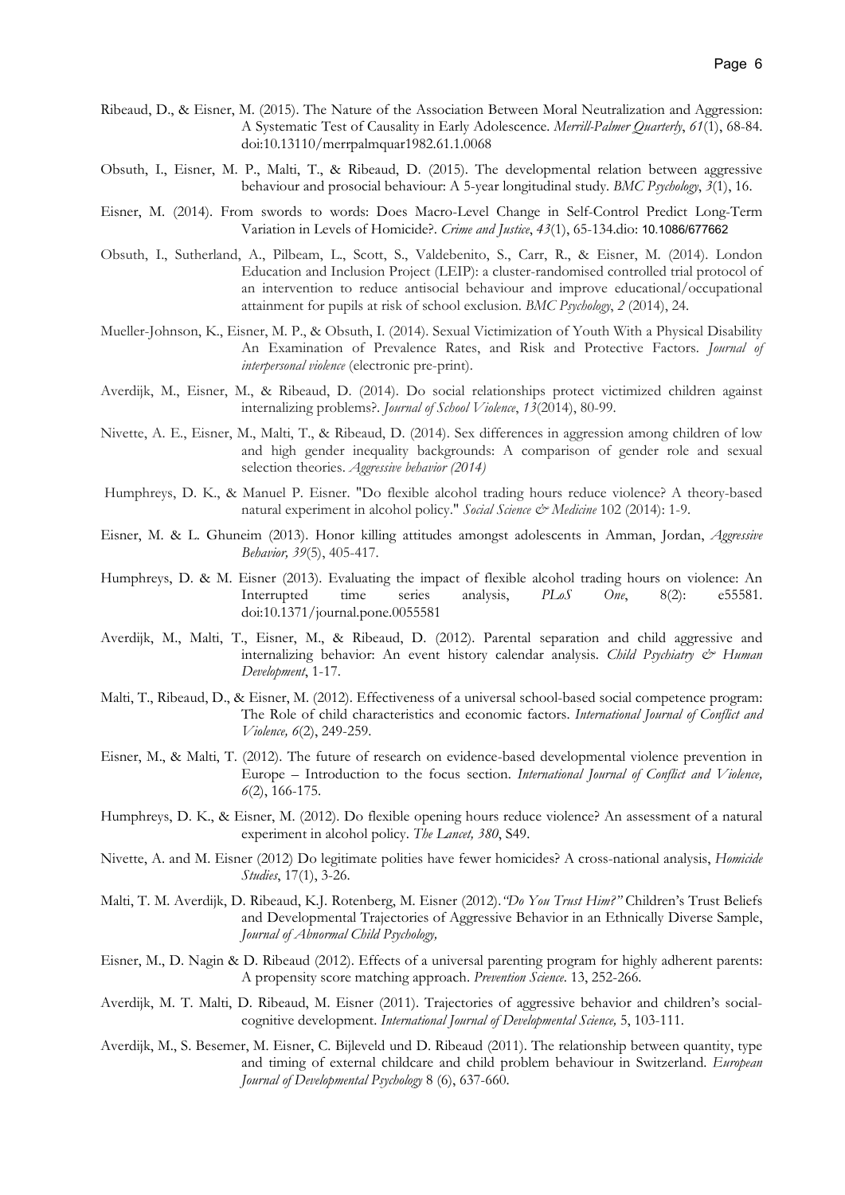Ribeaud, D., & Eisner, M. (2015). The Nature of the Association Between Moral Neutralization and Aggression: A Systematic Test of Causality in Early Adolescence. *Merrill-Palmer Quarterly*, *61*(1), 68-84. doi:10.13110/merrpalmquar1982.61.1.0068

Obsuth, I., Eisner, M. P., Malti, T., & Ribeaud, D. (2015). The developmental relation between aggressive behaviour and prosocial behaviour: A 5-year longitudinal study. *BMC Psychology*, *3*(1), 16.

Eisner, M. (2014). From swords to words: Does Macro-Level Change in Self-Control Predict Long-Term Variation in Levels of Homicide?. *Crime and Justice*, *43*(1), 65-134.dio: 10.1086/677662

Obsuth, I., Sutherland, A., Pilbeam, L., Scott, S., Valdebenito, S., Carr, R., & Eisner, M. (2014). London Education and Inclusion Project (LEIP): a cluster-randomised controlled trial protocol of an intervention to reduce antisocial behaviour and improve educational/occupational attainment for pupils at risk of school exclusion. *BMC Psychology*, *2* (2014), 24.

Mueller-Johnson, K., Eisner, M. P., & Obsuth, I. (2014). Sexual Victimization of Youth With a Physical Disability An Examination of Prevalence Rates, and Risk and Protective Factors. *Journal of interpersonal violence* (electronic pre-print).

Averdijk, M., Eisner, M., & Ribeaud, D. (2014). Do social relationships protect victimized children against internalizing problems?. *Journal of School Violence*, *13*(2014), 80-99.

Nivette, A. E., Eisner, M., Malti, T., & Ribeaud, D. (2014). Sex differences in aggression among children of low and high gender inequality backgrounds: A comparison of gender role and sexual selection theories. *Aggressive behavior (2014)*

Humphreys, D. K., & Manuel P. Eisner. "Do flexible alcohol trading hours reduce violence? A theory-based natural experiment in alcohol policy." *Social Science & Medicine* 102 (2014): 1-9.

Eisner, M. & L. Ghuneim (2013). Honor killing attitudes amongst adolescents in Amman, Jordan, *Aggressive Behavior, 39*(5), 405-417.

Humphreys, D. & M. Eisner (2013). Evaluating the impact of flexible alcohol trading hours on violence: An Interrupted time series analysis, *PLoS One*, 8(2): e55581. doi:10.1371/journal.pone.0055581

Averdijk, M., Malti, T., Eisner, M., & Ribeaud, D. (2012). Parental separation and child aggressive and internalizing behavior: An event history calendar analysis. *Child Psychiatry & Human Development*, 1-17.

Malti, T., Ribeaud, D., & Eisner, M. (2012). Effectiveness of a universal school-based social competence program: The Role of child characteristics and economic factors. *International Journal of Conflict and Violence, 6*(2), 249-259.

Eisner, M., & Malti, T. (2012). The future of research on evidence-based developmental violence prevention in Europe – Introduction to the focus section. *International Journal of Conflict and Violence, 6*(2), 166-175.

Humphreys, D. K., & Eisner, M. (2012). Do flexible opening hours reduce violence? An assessment of a natural experiment in alcohol policy. *The Lancet, 380*, S49.

Nivette, A. and M. Eisner (2012) Do legitimate polities have fewer homicides? A cross-national analysis, *Homicide Studies*, 17(1), 3-26.

Malti, T. M. Averdijk, D. Ribeaud, K.J. Rotenberg, M. Eisner (2012).*"Do You Trust Him?"* Children's Trust Beliefs and Developmental Trajectories of Aggressive Behavior in an Ethnically Diverse Sample, *Journal of Abnormal Child Psychology,*

Eisner, M., D. Nagin & D. Ribeaud (2012). Effects of a universal parenting program for highly adherent parents: A propensity score matching approach. *Prevention Science*. 13, 252-266.

Averdijk, M. T. Malti, D. Ribeaud, M. Eisner (2011). Trajectories of aggressive behavior and children's social-cognitive development. *International Journal of Developmental Science,* 5, 103-111.

Averdijk, M., S. Besemer, M. Eisner, C. Bijleveld und D. Ribeaud (2011). The relationship between quantity, type and timing of external childcare and child problem behaviour in Switzerland. *European Journal of Developmental Psychology* 8 (6), 637-660.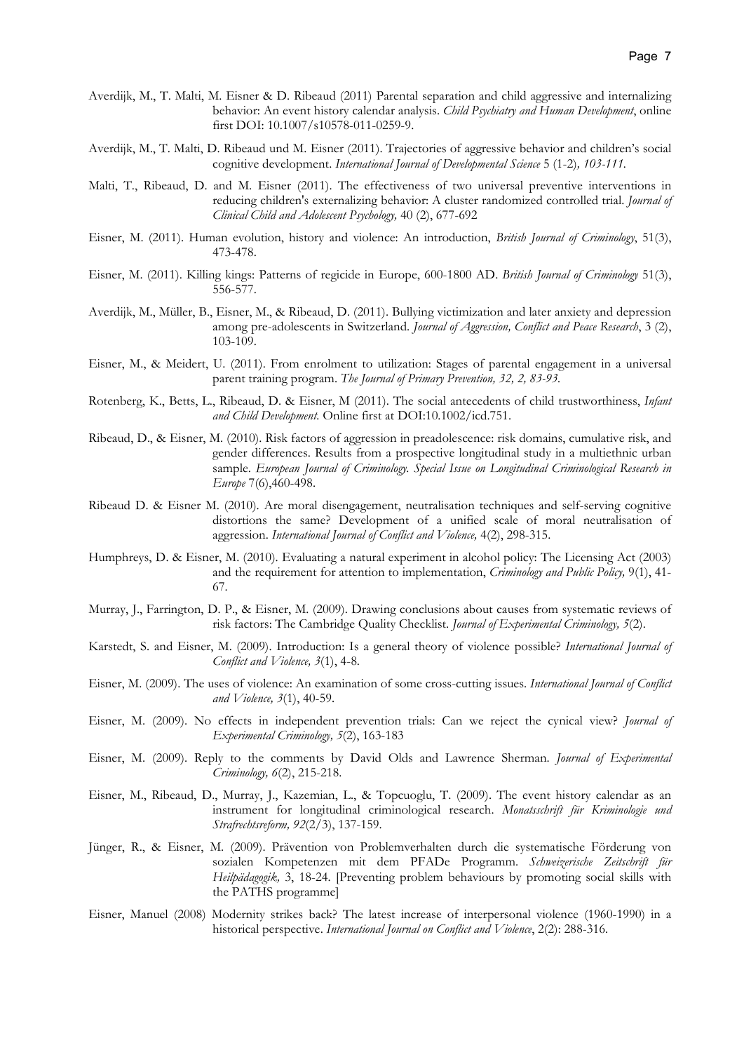Averdijk, M., T. Malti, M. Eisner & D. Ribeaud (2011) Parental separation and child aggressive and internalizing behavior: An event history calendar analysis. *Child Psychiatry and Human Development*, online first DOI: 10.1007/s10578-011-0259-9.

Averdijk, M., T. Malti, D. Ribeaud und M. Eisner (2011). Trajectories of aggressive behavior and children's social cognitive development. *International Journal of Developmental Science* 5 (1-2)*, 103-111.*

Malti, T., Ribeaud, D. and M. Eisner (2011). The effectiveness of two universal preventive interventions in reducing children's externalizing behavior: A cluster randomized controlled trial. *Journal of Clinical Child and Adolescent Psychology,* 40 (2), 677-692

Eisner, M. (2011). Human evolution, history and violence: An introduction, *British Journal of Criminology*, 51(3), 473-478.

Eisner, M. (2011). Killing kings: Patterns of regicide in Europe, 600-1800 AD. *British Journal of Criminology* 51(3), 556-577.

Averdijk, M., Müller, B., Eisner, M., & Ribeaud, D. (2011). Bullying victimization and later anxiety and depression among pre-adolescents in Switzerland. *Journal of Aggression, Conflict and Peace Research*, 3 (2), 103-109.

Eisner, M., & Meidert, U. (2011). From enrolment to utilization: Stages of parental engagement in a universal parent training program. *The Journal of Primary Prevention, 32, 2, 83-93.*

Rotenberg, K., Betts, L., Ribeaud, D. & Eisner, M (2011). The social antecedents of child trustworthiness, *Infant and Child Development.* Online first at DOI:10.1002/icd.751.

Ribeaud, D., & Eisner, M. (2010). Risk factors of aggression in preadolescence: risk domains, cumulative risk, and gender differences. Results from a prospective longitudinal study in a multiethnic urban sample. *European Journal of Criminology. Special Issue on Longitudinal Criminological Research in Europe* 7(6),460-498.

Ribeaud D. & Eisner M. (2010). Are moral disengagement, neutralisation techniques and self-serving cognitive distortions the same? Development of a unified scale of moral neutralisation of aggression. *International Journal of Conflict and Violence,* 4(2), 298-315.

Humphreys, D. & Eisner, M. (2010). Evaluating a natural experiment in alcohol policy: The Licensing Act (2003) and the requirement for attention to implementation, *Criminology and Public Policy,* 9(1), 41-67.

Murray, J., Farrington, D. P., & Eisner, M. (2009). Drawing conclusions about causes from systematic reviews of risk factors: The Cambridge Quality Checklist. *Journal of Experimental Criminology, 5*(2).

Karstedt, S. and Eisner, M. (2009). Introduction: Is a general theory of violence possible? *International Journal of Conflict and Violence, 3*(1), 4-8.

Eisner, M. (2009). The uses of violence: An examination of some cross-cutting issues. *International Journal of Conflict and Violence, 3*(1), 40-59.

Eisner, M. (2009). No effects in independent prevention trials: Can we reject the cynical view? *Journal of Experimental Criminology, 5*(2), 163-183

Eisner, M. (2009). Reply to the comments by David Olds and Lawrence Sherman. *Journal of Experimental Criminology, 6*(2), 215-218.

Eisner, M., Ribeaud, D., Murray, J., Kazemian, L., & Topcuoglu, T. (2009). The event history calendar as an instrument for longitudinal criminological research. *Monatsschrift für Kriminologie und Strafrechtsreform, 92*(2/3), 137-159.

Jünger, R., & Eisner, M. (2009). Prävention von Problemverhalten durch die systematische Förderung von sozialen Kompetenzen mit dem PFADe Programm. *Schweizerische Zeitschrift für Heilpädagogik,* 3, 18-24. [Preventing problem behaviours by promoting social skills with the PATHS programme]

Eisner, Manuel (2008) Modernity strikes back? The latest increase of interpersonal violence (1960-1990) in a historical perspective. *International Journal on Conflict and Violence*, 2(2): 288-316.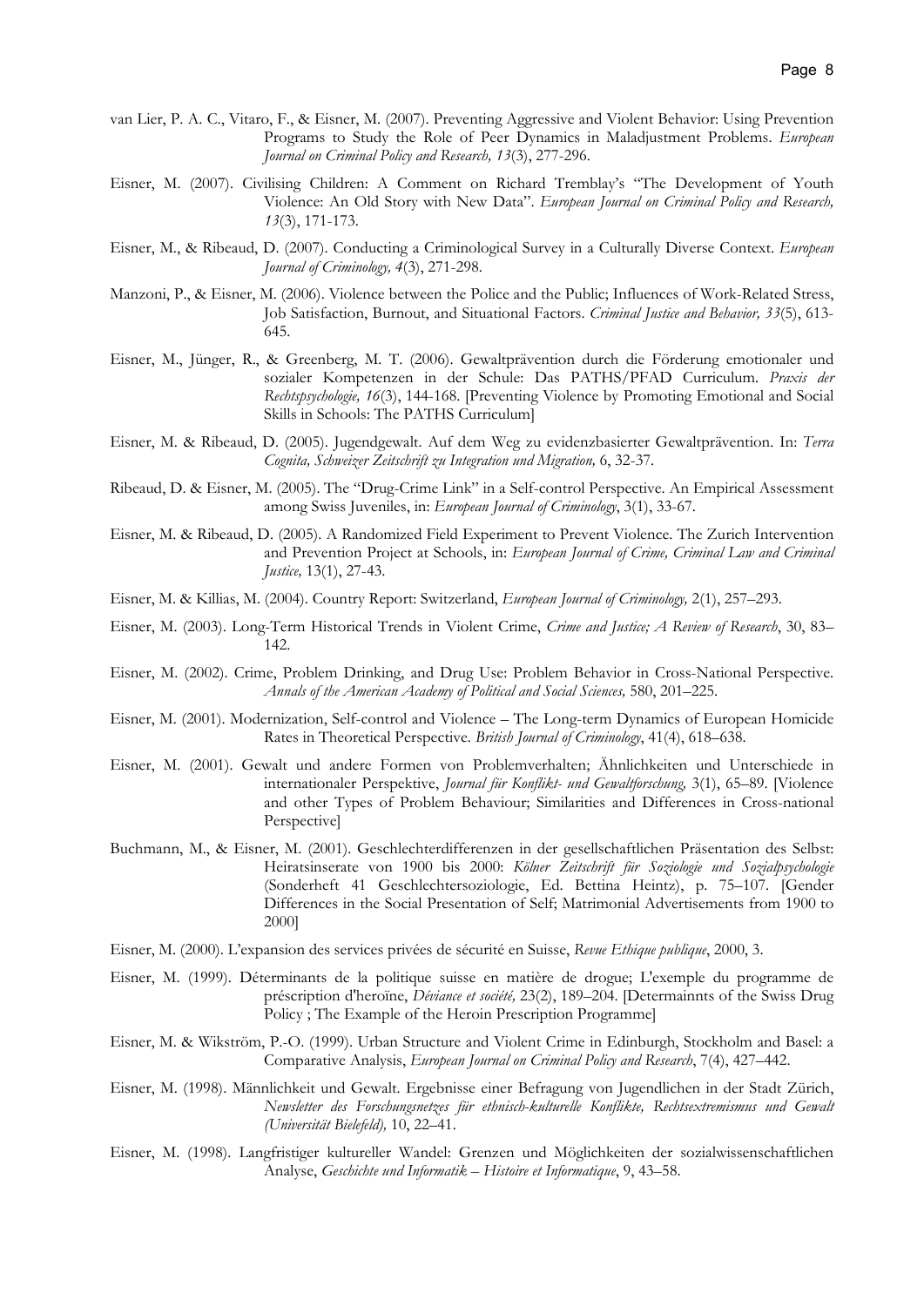van Lier, P. A. C., Vitaro, F., & Eisner, M. (2007). Preventing Aggressive and Violent Behavior: Using Prevention Programs to Study the Role of Peer Dynamics in Maladjustment Problems. *European Journal on Criminal Policy and Research, 13*(3), 277-296.

Eisner, M. (2007). Civilising Children: A Comment on Richard Tremblay's "The Development of Youth Violence: An Old Story with New Data". *European Journal on Criminal Policy and Research, 13*(3), 171-173.

Eisner, M., & Ribeaud, D. (2007). Conducting a Criminological Survey in a Culturally Diverse Context. *European Journal of Criminology, 4*(3), 271-298.

Manzoni, P., & Eisner, M. (2006). Violence between the Police and the Public; Influences of Work-Related Stress, Job Satisfaction, Burnout, and Situational Factors. *Criminal Justice and Behavior, 33*(5), 613-645.

Eisner, M., Jünger, R., & Greenberg, M. T. (2006). Gewaltprävention durch die Förderung emotionaler und sozialer Kompetenzen in der Schule: Das PATHS/PFAD Curriculum. *Praxis der Rechtspsychologie, 16*(3), 144-168. [Preventing Violence by Promoting Emotional and Social Skills in Schools: The PATHS Curriculum]

Eisner, M. & Ribeaud, D. (2005). Jugendgewalt. Auf dem Weg zu evidenzbasierter Gewaltprävention. In: *Terra Cognita, Schweizer Zeitschrift zu Integration und Migration,* 6, 32-37.

Ribeaud, D. & Eisner, M. (2005). The "Drug-Crime Link" in a Self-control Perspective. An Empirical Assessment among Swiss Juveniles, in: *European Journal of Criminology*, 3(1), 33-67.

Eisner, M. & Ribeaud, D. (2005). A Randomized Field Experiment to Prevent Violence. The Zurich Intervention and Prevention Project at Schools, in: *European Journal of Crime, Criminal Law and Criminal Justice,* 13(1), 27-43.

Eisner, M. & Killias, M. (2004). Country Report: Switzerland, *European Journal of Criminology,* 2(1), 257–293.

Eisner, M. (2003). Long-Term Historical Trends in Violent Crime, *Crime and Justice; A Review of Research*, 30, 83–142.

Eisner, M. (2002). Crime, Problem Drinking, and Drug Use: Problem Behavior in Cross-National Perspective. *Annals of the American Academy of Political and Social Sciences,* 580, 201–225.

Eisner, M. (2001). Modernization, Self-control and Violence – The Long-term Dynamics of European Homicide Rates in Theoretical Perspective. *British Journal of Criminology*, 41(4), 618–638.

Eisner, M. (2001). Gewalt und andere Formen von Problemverhalten; Ähnlichkeiten und Unterschiede in internationaler Perspektive, *Journal für Konflikt- und Gewaltforschung,* 3(1), 65–89. [Violence and other Types of Problem Behaviour; Similarities and Differences in Cross-national Perspective]

Buchmann, M., & Eisner, M. (2001). Geschlechterdifferenzen in der gesellschaftlichen Präsentation des Selbst: Heiratsinserate von 1900 bis 2000: *Kölner Zeitschrift für Soziologie und Sozialpsychologie* (Sonderheft 41 Geschlechtersoziologie, Ed. Bettina Heintz), p. 75–107. [Gender Differences in the Social Presentation of Self; Matrimonial Advertisements from 1900 to 2000]

Eisner, M. (2000). L'expansion des services privées de sécurité en Suisse, *Revue Ethique publique*, 2000, 3.

Eisner, M. (1999). Déterminants de la politique suisse en matière de drogue; L'exemple du programme de préscription d'heroïne, *Déviance et société,* 23(2), 189–204. [Determainnts of the Swiss Drug Policy ; The Example of the Heroin Prescription Programme]

Eisner, M. & Wikström, P.-O. (1999). Urban Structure and Violent Crime in Edinburgh, Stockholm and Basel: a Comparative Analysis, *European Journal on Criminal Policy and Research*, 7(4), 427–442.

Eisner, M. (1998). Männlichkeit und Gewalt. Ergebnisse einer Befragung von Jugendlichen in der Stadt Zürich, *Newsletter des Forschungsnetzes für ethnisch-kulturelle Konflikte, Rechtsextremismus und Gewalt (Universität Bielefeld),* 10, 22–41.

Eisner, M. (1998). Langfristiger kultureller Wandel: Grenzen und Möglichkeiten der sozialwissenschaftlichen Analyse, *Geschichte und Informatik – Histoire et Informatique*, 9, 43–58.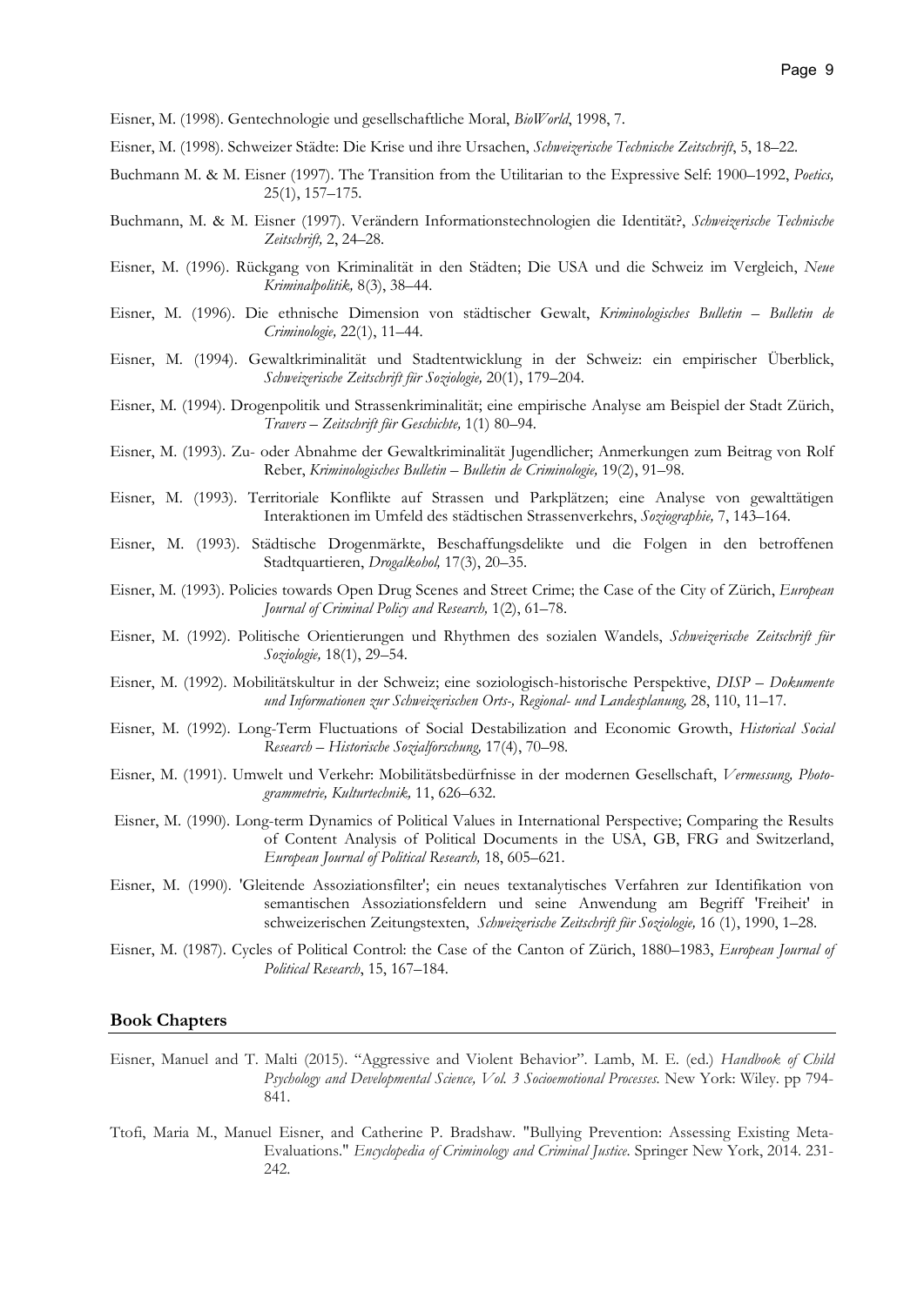Eisner, M. (1998). Gentechnologie und gesellschaftliche Moral, *BioWorld*, 1998, 7.

Eisner, M. (1998). Schweizer Städte: Die Krise und ihre Ursachen, *Schweizerische Technische Zeitschrift*, 5, 18–22.

Buchmann M. & M. Eisner (1997). The Transition from the Utilitarian to the Expressive Self: 1900–1992, *Poetics,* 25(1), 157–175.

Buchmann, M. & M. Eisner (1997). Verändern Informationstechnologien die Identität?, *Schweizerische Technische Zeitschrift,* 2, 24–28.

Eisner, M. (1996). Rückgang von Kriminalität in den Städten; Die USA und die Schweiz im Vergleich, *Neue Kriminalpolitik,* 8(3), 38–44.

Eisner, M. (1996). Die ethnische Dimension von städtischer Gewalt, *Kriminologisches Bulletin – Bulletin de Criminologie,* 22(1), 11–44.

Eisner, M. (1994). Gewaltkriminalität und Stadtentwicklung in der Schweiz: ein empirischer Überblick, *Schweizerische Zeitschrift für Soziologie,* 20(1), 179–204.

Eisner, M. (1994). Drogenpolitik und Strassenkriminalität; eine empirische Analyse am Beispiel der Stadt Zürich, *Travers – Zeitschrift für Geschichte,* 1(1) 80–94.

Eisner, M. (1993). Zu- oder Abnahme der Gewaltkriminalität Jugendlicher; Anmerkungen zum Beitrag von Rolf Reber, *Kriminologisches Bulletin – Bulletin de Criminologie,* 19(2), 91–98.

Eisner, M. (1993). Territoriale Konflikte auf Strassen und Parkplätzen; eine Analyse von gewalttätigen Interaktionen im Umfeld des städtischen Strassenverkehrs, *Soziographie,* 7, 143–164.

Eisner, M. (1993). Städtische Drogenmärkte, Beschaffungsdelikte und die Folgen in den betroffenen Stadtquartieren, *Drogalkohol,* 17(3), 20–35.

Eisner, M. (1993). Policies towards Open Drug Scenes and Street Crime; the Case of the City of Zürich, *European Journal of Criminal Policy and Research,* 1(2), 61–78.

Eisner, M. (1992). Politische Orientierungen und Rhythmen des sozialen Wandels, *Schweizerische Zeitschrift für Soziologie,* 18(1), 29–54.

Eisner, M. (1992). Mobilitätskultur in der Schweiz; eine soziologisch-historische Perspektive, *DISP – Dokumente und Informationen zur Schweizerischen Orts-, Regional- und Landesplanung,* 28, 110, 11–17.

Eisner, M. (1992). Long-Term Fluctuations of Social Destabilization and Economic Growth, *Historical Social Research – Historische Sozialforschung,* 17(4), 70–98.

Eisner, M. (1991). Umwelt und Verkehr: Mobilitätsbedürfnisse in der modernen Gesellschaft, *Vermessung, Photogrammetrie, Kulturtechnik,* 11, 626–632.

Eisner, M. (1990). Long-term Dynamics of Political Values in International Perspective; Comparing the Results of Content Analysis of Political Documents in the USA, GB, FRG and Switzerland, *European Journal of Political Research,* 18, 605–621.

Eisner, M. (1990). 'Gleitende Assoziationsfilter'; ein neues textanalytisches Verfahren zur Identifikation von semantischen Assoziationsfeldern und seine Anwendung am Begriff 'Freiheit' in schweizerischen Zeitungstexten, *Schweizerische Zeitschrift für Soziologie,* 16 (1), 1990, 1–28.

Eisner, M. (1987). Cycles of Political Control: the Case of the Canton of Zürich, 1880–1983, *European Journal of Political Research*, 15, 167–184.

## Book Chapters

Eisner, Manuel and T. Malti (2015). "Aggressive and Violent Behavior". Lamb, M. E. (ed.) *Handbook of Child Psychology and Developmental Science, Vol. 3 Socioemotional Processes*. New York: Wiley. pp 794-841.

Ttofi, Maria M., Manuel Eisner, and Catherine P. Bradshaw. "Bullying Prevention: Assessing Existing Meta-Evaluations." *Encyclopedia of Criminology and Criminal Justice*. Springer New York, 2014. 231-242.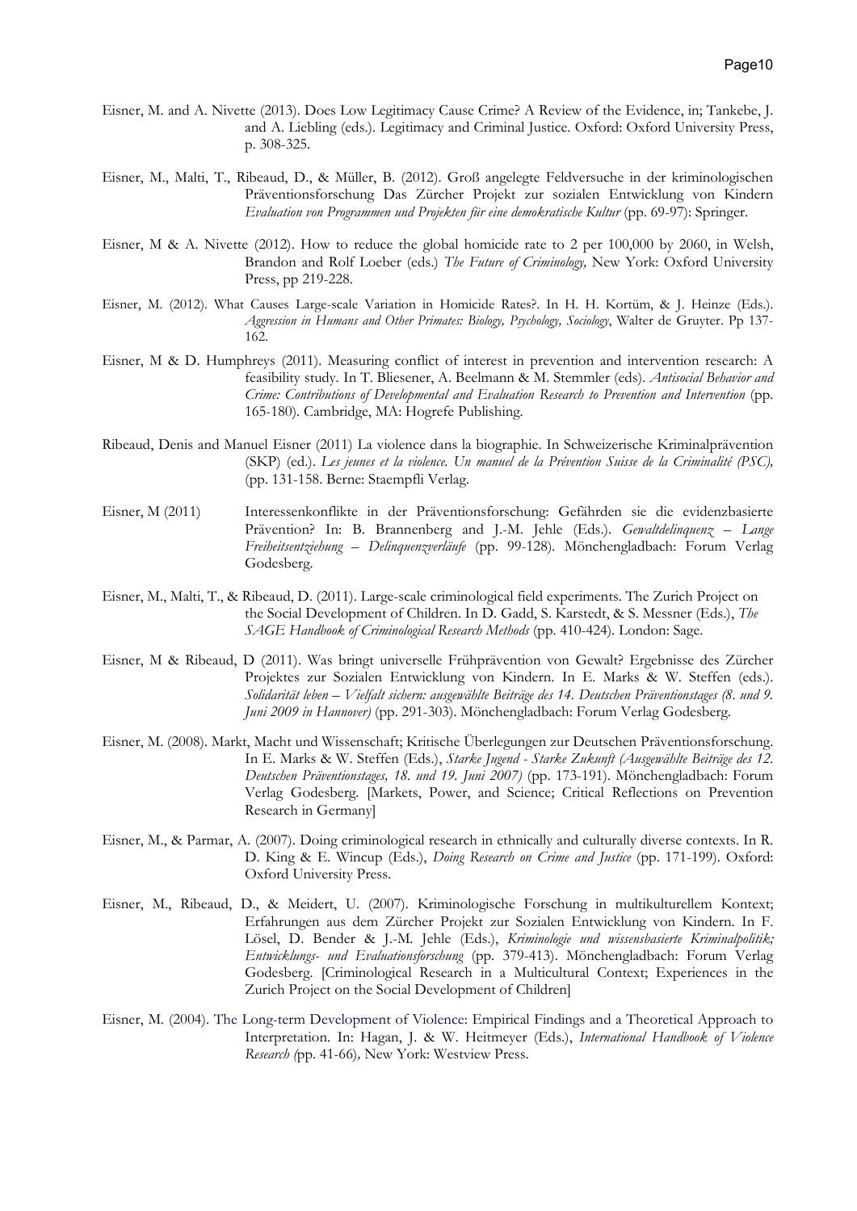Eisner, M. and A. Nivette (2013). Does Low Legitimacy Cause Crime? A Review of the Evidence, in; Tankebe, J. and A. Liebling (eds.). Legitimacy and Criminal Justice. Oxford: Oxford University Press, p. 308-325.

Eisner, M., Malti, T., Ribeaud, D., & Müller, B. (2012). Groß angelegte Feldversuche in der kriminologischen Präventionsforschung Das Zürcher Projekt zur sozialen Entwicklung von Kindern *Evaluation von Programmen und Projekten für eine demokratische Kultur* (pp. 69-97): Springer.

Eisner, M & A. Nivette (2012). How to reduce the global homicide rate to 2 per 100,000 by 2060, in Welsh, Brandon and Rolf Loeber (eds.) *The Future of Criminology,* New York: Oxford University Press, pp 219-228.

Eisner, M. (2012). What Causes Large-scale Variation in Homicide Rates?. In H. H. Kortüm, & J. Heinze (Eds.). *Aggression in Humans and Other Primates: Biology, Psychology, Sociology*, Walter de Gruyter. Pp 137-162.

Eisner, M & D. Humphreys (2011). Measuring conflict of interest in prevention and intervention research: A feasibility study. In T. Bliesener, A. Beelmann & M. Stemmler (eds). *Antisocial Behavior and Crime: Contributions of Developmental and Evaluation Research to Prevention and Intervention* (pp. 165-180). Cambridge, MA: Hogrefe Publishing.

Ribeaud, Denis and Manuel Eisner (2011) La violence dans la biographie. In Schweizerische Kriminalprävention (SKP) (ed.). *Les jeunes et la violence. Un manuel de la Prévention Suisse de la Criminalité (PSC),* (pp. 131-158. Berne: Staempfli Verlag.

Eisner, M (2011) Interessenkonflikte in der Präventionsforschung: Gefährden sie die evidenzbasierte Prävention? In: B. Brannenberg and J.-M. Jehle (Eds.). *Gewaltdelinquenz – Lange Freiheitsentziehung – Delinquenzverläufe* (pp. 99-128). Mönchengladbach: Forum Verlag Godesberg.

Eisner, M., Malti, T., & Ribeaud, D. (2011). Large-scale criminological field experiments. The Zurich Project on the Social Development of Children. In D. Gadd, S. Karstedt, & S. Messner (Eds.), *The SAGE Handbook of Criminological Research Methods* (pp. 410-424). London: Sage.

Eisner, M & Ribeaud, D (2011). Was bringt universelle Frühprävention von Gewalt? Ergebnisse des Zürcher Projektes zur Sozialen Entwicklung von Kindern. In E. Marks & W. Steffen (eds.). *Solidarität leben – Vielfalt sichern: ausgewählte Beiträge des 14. Deutschen Präventionstages (8. und 9. Juni 2009 in Hannover)* (pp. 291-303). Mönchengladbach: Forum Verlag Godesberg.

Eisner, M. (2008). Markt, Macht und Wissenschaft; Kritische Überlegungen zur Deutschen Präventionsforschung. In E. Marks & W. Steffen (Eds.), *Starke Jugend - Starke Zukunft (Ausgewählte Beiträge des 12. Deutschen Präventionstages, 18. und 19. Juni 2007)* (pp. 173-191). Mönchengladbach: Forum Verlag Godesberg. [Markets, Power, and Science; Critical Reflections on Prevention Research in Germany]

Eisner, M., & Parmar, A. (2007). Doing criminological research in ethnically and culturally diverse contexts. In R. D. King & E. Wincup (Eds.), *Doing Research on Crime and Justice* (pp. 171-199). Oxford: Oxford University Press.

Eisner, M., Ribeaud, D., & Meidert, U. (2007). Kriminologische Forschung in multikulturellem Kontext; Erfahrungen aus dem Zürcher Projekt zur Sozialen Entwicklung von Kindern. In F. Lösel, D. Bender & J.-M. Jehle (Eds.), *Kriminologie und wissensbasierte Kriminalpolitik; Entwicklungs- und Evaluationsforschung* (pp. 379-413). Mönchengladbach: Forum Verlag Godesberg. [Criminological Research in a Multicultural Context; Experiences in the Zurich Project on the Social Development of Children]

Eisner, M. (2004). The Long-term Development of Violence: Empirical Findings and a Theoretical Approach to Interpretation. In: Hagan, J. & W. Heitmeyer (Eds.), *International Handbook of Violence Research (*pp. 41-66)*,* New York: Westview Press.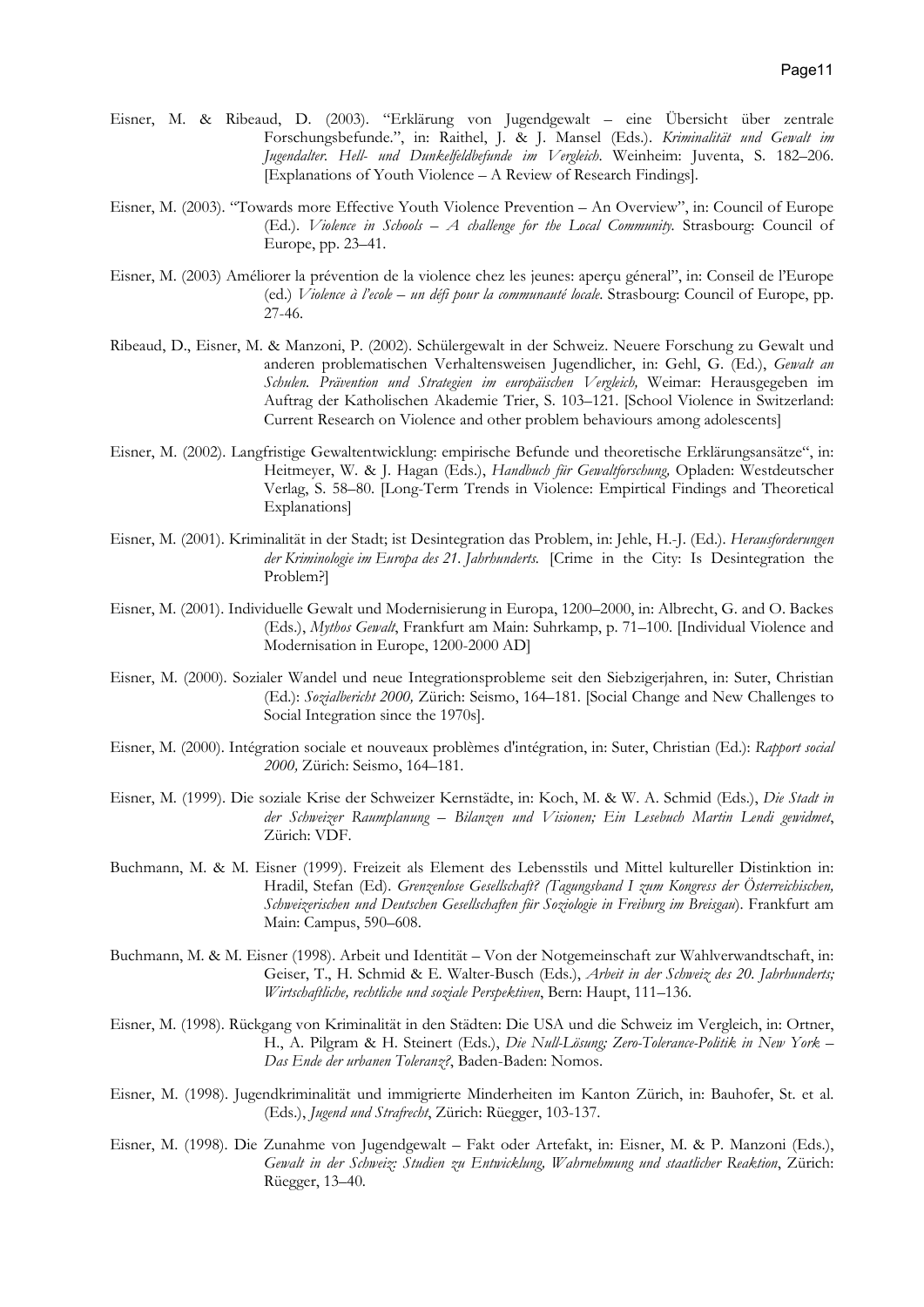Eisner, M. & Ribeaud, D. (2003). "Erklärung von Jugendgewalt – eine Übersicht über zentrale Forschungsbefunde.", in: Raithel, J. & J. Mansel (Eds.). *Kriminalität und Gewalt im Jugendalter. Hell- und Dunkelfeldbefunde im Vergleich*. Weinheim: Juventa, S. 182–206. [Explanations of Youth Violence – A Review of Research Findings].

Eisner, M. (2003). "Towards more Effective Youth Violence Prevention – An Overview", in: Council of Europe (Ed.). *Violence in Schools – A challenge for the Local Community*. Strasbourg: Council of Europe, pp. 23–41.

Eisner, M. (2003) Améliorer la prévention de la violence chez les jeunes: aperçu géneral", in: Conseil de l'Europe (ed.) *Violence à l'ecole – un défi pour la communauté locale*. Strasbourg: Council of Europe, pp. 27-46.

Ribeaud, D., Eisner, M. & Manzoni, P. (2002). Schülergewalt in der Schweiz. Neuere Forschung zu Gewalt und anderen problematischen Verhaltensweisen Jugendlicher, in: Gehl, G. (Ed.), *Gewalt an Schulen. Prävention und Strategien im europäischen Vergleich,* Weimar: Herausgegeben im Auftrag der Katholischen Akademie Trier, S. 103–121. [School Violence in Switzerland: Current Research on Violence and other problem behaviours among adolescents]

Eisner, M. (2002). Langfristige Gewaltentwicklung: empirische Befunde und theoretische Erklärungsansätze", in: Heitmeyer, W. & J. Hagan (Eds.), *Handbuch für Gewaltforschung,* Opladen: Westdeutscher Verlag, S. 58–80. [Long-Term Trends in Violence: Empirtical Findings and Theoretical Explanations]

Eisner, M. (2001). Kriminalität in der Stadt; ist Desintegration das Problem, in: Jehle, H.-J. (Ed.). *Herausforderungen der Kriminologie im Europa des 21. Jahrhunderts.* [Crime in the City: Is Desintegration the Problem?]

Eisner, M. (2001). Individuelle Gewalt und Modernisierung in Europa, 1200–2000, in: Albrecht, G. and O. Backes (Eds.), *Mythos Gewalt*, Frankfurt am Main: Suhrkamp, p. 71–100. [Individual Violence and Modernisation in Europe, 1200-2000 AD]

Eisner, M. (2000). Sozialer Wandel und neue Integrationsprobleme seit den Siebzigerjahren, in: Suter, Christian (Ed.): *Sozialbericht 2000,* Zürich: Seismo, 164–181. [Social Change and New Challenges to Social Integration since the 1970s].

Eisner, M. (2000). Intégration sociale et nouveaux problèmes d'intégration, in: Suter, Christian (Ed.): *Rapport social 2000,* Zürich: Seismo, 164–181.

Eisner, M. (1999). Die soziale Krise der Schweizer Kernstädte, in: Koch, M. & W. A. Schmid (Eds.), *Die Stadt in der Schweizer Raumplanung – Bilanzen und Visionen; Ein Lesebuch Martin Lendi gewidmet*, Zürich: VDF.

Buchmann, M. & M. Eisner (1999). Freizeit als Element des Lebensstils und Mittel kultureller Distinktion in: Hradil, Stefan (Ed). *Grenzenlose Gesellschaft? (Tagungsband I zum Kongress der Österreichischen, Schweizerischen und Deutschen Gesellschaften für Soziologie in Freiburg im Breisgau*). Frankfurt am Main: Campus, 590–608.

Buchmann, M. & M. Eisner (1998). Arbeit und Identität – Von der Notgemeinschaft zur Wahlverwandtschaft, in: Geiser, T., H. Schmid & E. Walter-Busch (Eds.), *Arbeit in der Schweiz des 20. Jahrhunderts; Wirtschaftliche, rechtliche und soziale Perspektiven*, Bern: Haupt, 111–136.

Eisner, M. (1998). Rückgang von Kriminalität in den Städten: Die USA und die Schweiz im Vergleich, in: Ortner, H., A. Pilgram & H. Steinert (Eds.), *Die Null-Lösung; Zero-Tolerance-Politik in New York – Das Ende der urbanen Toleranz?*, Baden-Baden: Nomos.

Eisner, M. (1998). Jugendkriminalität und immigrierte Minderheiten im Kanton Zürich, in: Bauhofer, St. et al. (Eds.), *Jugend und Strafrecht*, Zürich: Rüegger, 103-137.

Eisner, M. (1998). Die Zunahme von Jugendgewalt – Fakt oder Artefakt, in: Eisner, M. & P. Manzoni (Eds.), *Gewalt in der Schweiz: Studien zu Entwicklung, Wahrnehmung und staatlicher Reaktion*, Zürich: Rüegger, 13–40.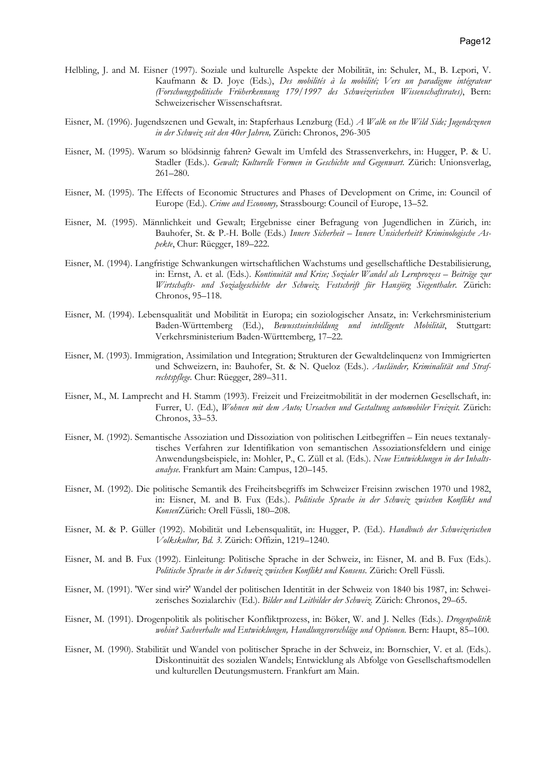Helbling, J. and M. Eisner (1997). Soziale und kulturelle Aspekte der Mobilität, in: Schuler, M., B. Lepori, V. Kaufmann & D. Joye (Eds.), *Des mobilités à la mobilité; Vers un paradigme intégrateur (Forschungspolitische Früherkennung 179/1997 des Schweizerischen Wissenschaftsrates)*, Bern: Schweizerischer Wissenschaftsrat.

Eisner, M. (1996). Jugendszenen und Gewalt, in: Stapferhaus Lenzburg (Ed.) *A Walk on the Wild Side; Jugendszenen in der Schweiz seit den 40er Jahren,* Zürich: Chronos, 296-305

Eisner, M. (1995). Warum so blödsinnig fahren? Gewalt im Umfeld des Strassenverkehrs, in: Hugger, P. & U. Stadler (Eds.). *Gewalt; Kulturelle Formen in Geschichte und Gegenwart*. Zürich: Unionsverlag, 261–280.

Eisner, M. (1995). The Effects of Economic Structures and Phases of Development on Crime, in: Council of Europe (Ed.). *Crime and Economy,* Strassbourg: Council of Europe, 13–52.

Eisner, M. (1995). Männlichkeit und Gewalt; Ergebnisse einer Befragung von Jugendlichen in Zürich, in: Bauhofer, St. & P.-H. Bolle (Eds.) *Innere Sicherheit – Innere Unsicherheit? Kriminologische Aspekte*, Chur: Rüegger, 189–222.

Eisner, M. (1994). Langfristige Schwankungen wirtschaftlichen Wachstums und gesellschaftliche Destabilisierung, in: Ernst, A. et al. (Eds.). *Kontinuität und Krise; Sozialer Wandel als Lernprozess – Beiträge zur Wirtschafts- und Sozialgeschichte der Schweiz. Festschrift für Hansjörg Siegenthaler*. Zürich: Chronos, 95–118.

Eisner, M. (1994). Lebensqualität und Mobilität in Europa; ein soziologischer Ansatz, in: Verkehrsministerium Baden-Württemberg (Ed.), *Bewusstseinsbildung und intelligente Mobilität*, Stuttgart: Verkehrsministerium Baden-Württemberg, 17–22.

Eisner, M. (1993). Immigration, Assimilation und Integration; Strukturen der Gewaltdelinquenz von Immigrierten und Schweizern, in: Bauhofer, St. & N. Queloz (Eds.). *Ausländer, Kriminalität und Strafrechtspflege*. Chur: Rüegger, 289–311.

Eisner, M., M. Lamprecht and H. Stamm (1993). Freizeit und Freizeitmobilität in der modernen Gesellschaft, in: Furrer, U. (Ed.), *Wohnen mit dem Auto; Ursachen und Gestaltung automobiler Freizeit*. Zürich: Chronos, 33–53.

Eisner, M. (1992). Semantische Assoziation und Dissoziation von politischen Leitbegriffen – Ein neues textanalytisches Verfahren zur Identifikation von semantischen Assoziationsfeldern und einige Anwendungsbeispiele, in: Mohler, P., C. Züll et al. (Eds.). *Neue Entwicklungen in der Inhaltsanalyse*. Frankfurt am Main: Campus, 120–145.

Eisner, M. (1992). Die politische Semantik des Freiheitsbegriffs im Schweizer Freisinn zwischen 1970 und 1982, in: Eisner, M. and B. Fux (Eds.). *Politische Sprache in der Schweiz zwischen Konflikt und Konsen*Zürich: Orell Füssli, 180–208.

Eisner, M. & P. Güller (1992). Mobilität und Lebensqualität, in: Hugger, P. (Ed.). *Handbuch der Schweizerischen Volkskultur, Bd. 3*. Zürich: Offizin, 1219–1240.

Eisner, M. and B. Fux (1992). Einleitung: Politische Sprache in der Schweiz, in: Eisner, M. and B. Fux (Eds.). *Politische Sprache in der Schweiz zwischen Konflikt und Konsens*. Zürich: Orell Füssli.

Eisner, M. (1991). 'Wer sind wir?' Wandel der politischen Identität in der Schweiz von 1840 bis 1987, in: Schweizerisches Sozialarchiv (Ed.). *Bilder und Leitbilder der Schweiz*. Zürich: Chronos, 29–65.

Eisner, M. (1991). Drogenpolitik als politischer Konfliktprozess, in: Böker, W. and J. Nelles (Eds.). *Drogenpolitik wohin? Sachverhalte und Entwicklungen, Handlungsvorschläge und Optionen*. Bern: Haupt, 85–100.

Eisner, M. (1990). Stabilität und Wandel von politischer Sprache in der Schweiz, in: Bornschier, V. et al. (Eds.). Diskontinuität des sozialen Wandels; Entwicklung als Abfolge von Gesellschaftsmodellen und kulturellen Deutungsmustern. Frankfurt am Main.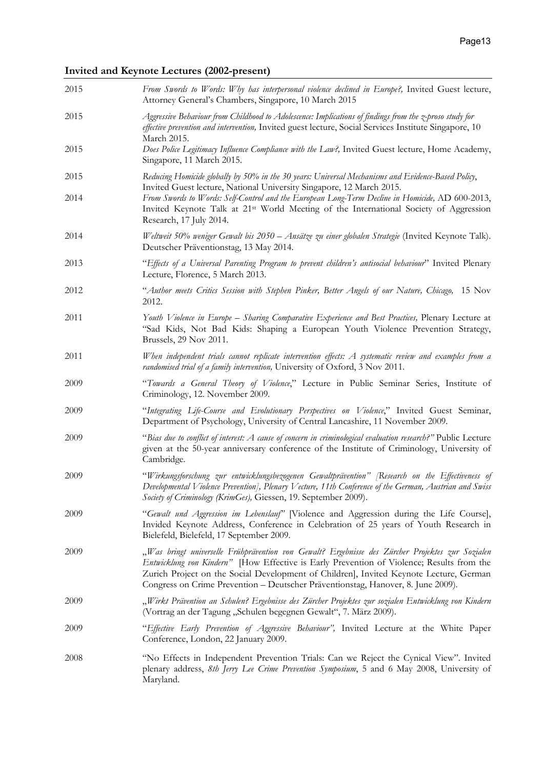## Invited and Keynote Lectures (2002-present)

| | |
|---|---|
| 2015 | *From Swords to Words: Why has interpersonal violence declined in Europe?,* Invited Guest lecture, Attorney General's Chambers, Singapore, 10 March 2015 |
| 2015 | *Aggressive Behaviour from Childhood to Adolescence: Implications of findings from the z-proso study for effective prevention and intervention,* Invited guest lecture, Social Services Institute Singapore, 10 March 2015. |
| 2015 | *Does Police Legitimacy Influence Compliance with the Law?,* Invited Guest lecture, Home Academy, Singapore, 11 March 2015. |
| 2015 | *Reducing Homicide globally by 50% in the 30 years: Universal Mechanisms and Evidence-Based Policy*, Invited Guest lecture, National University Singapore, 12 March 2015. |
| 2014 | *From Swords to Words: Self-Control and the European Long-Term Decline in Homicide,* AD 600-2013, Invited Keynote Talk at 21st World Meeting of the International Society of Aggression Research, 17 July 2014. |
| 2014 | *Weltweit 50% weniger Gewalt bis 2050 – Ansätze zu einer globalen Strategie* (Invited Keynote Talk). Deutscher Präventionstag, 13 May 2014. |
| 2013 | "*Effects of a Universal Parenting Program to prevent children's antisocial behaviour*" Invited Plenary Lecture, Florence, 5 March 2013. |
| 2012 | "*Author meets Critics Session with Stephen Pinker, Better Angels of our Nature, Chicago,* 15 Nov 2012. |
| 2011 | *Youth Violence in Europe – Sharing Comparative Experience and Best Practices,* Plenary Lecture at "Sad Kids, Not Bad Kids: Shaping a European Youth Violence Prevention Strategy, Brussels, 29 Nov 2011. |
| 2011 | *When independent trials cannot replicate intervention effects: A systematic review and examples from a randomised trial of a family intervention,* University of Oxford, 3 Nov 2011. |
| 2009 | "*Towards a General Theory of Violence*," Lecture in Public Seminar Series, Institute of Criminology, 12. November 2009. |
| 2009 | "*Integrating Life-Course and Evolutionary Perspectives on Violence*," Invited Guest Seminar, Department of Psychology, University of Central Lancashire, 11 November 2009. |
| 2009 | "*Bias due to conflict of interest: A cause of concern in criminological evaluation research?"* Public Lecture given at the 50-year anniversary conference of the Institute of Criminology, University of Cambridge. |
| 2009 | "*Wirkungsforschung zur entwicklungsbezogenen Gewaltprävention" [Research on the Effectiveness of Developmental Violence Prevention], Plenary Vecture, 11th Conference of the German, Austrian and Swiss Society of Criminology (KrimGes),* Giessen, 19. September 2009). |
| 2009 | "*Gewalt und Aggression im Lebenslauf*" [Violence and Aggression during the Life Course], Invided Keynote Address, Conference in Celebration of 25 years of Youth Research in Bielefeld, Bielefeld, 17 September 2009. |
| 2009 | „*Was bringt universelle Frühprävention von Gewalt? Ergebnisse des Zürcher Projektes zur Sozialen Entwicklung von Kindern"* [How Effective is Early Prevention of Violence; Results from the Zurich Project on the Social Development of Children], Invited Keynote Lecture, German Congress on Crime Prevention – Deutscher Präventionstag, Hanover, 8. June 2009). |
| 2009 | „*Wirkt Prävention an Schulen? Ergebnisse des Zürcher Projektes zur sozialen Entwicklung von Kindern* (Vortrag an der Tagung „Schulen begegnen Gewalt", 7. März 2009). |
| 2009 | "*Effective Early Prevention of Aggressive Behaviour",* Invited Lecture at the White Paper Conference, London, 22 January 2009. |
| 2008 | "No Effects in Independent Prevention Trials: Can we Reject the Cynical View". Invited plenary address, *8th Jerry Lee Crime Prevention Symposium*, 5 and 6 May 2008, University of Maryland. |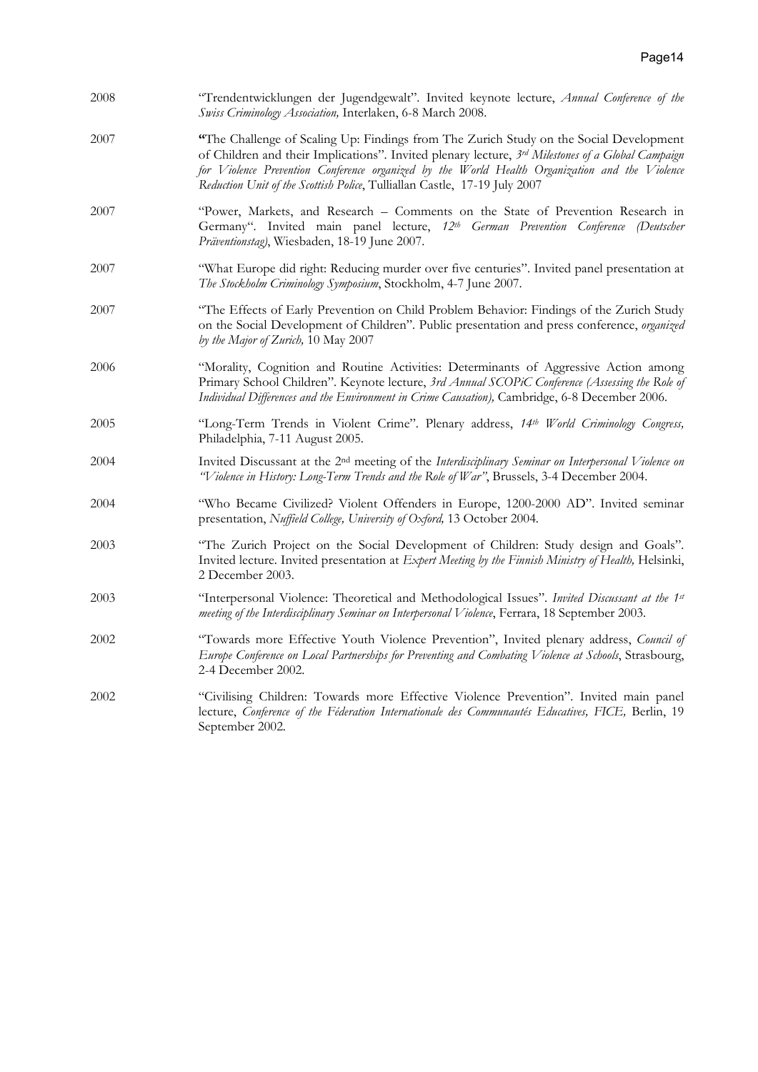2008 "Trendentwicklungen der Jugendgewalt". Invited keynote lecture, *Annual Conference of the Swiss Criminology Association,* Interlaken, 6-8 March 2008.

2007 **"**The Challenge of Scaling Up: Findings from The Zurich Study on the Social Development of Children and their Implications". Invited plenary lecture, *3rd Milestones of a Global Campaign for Violence Prevention Conference organized by the World Health Organization and the Violence Reduction Unit of the Scottish Police*, Tulliallan Castle, 17-19 July 2007

2007 "Power, Markets, and Research – Comments on the State of Prevention Research in Germany". Invited main panel lecture, *12th German Prevention Conference (Deutscher Präventionstag)*, Wiesbaden, 18-19 June 2007.

2007 "What Europe did right: Reducing murder over five centuries". Invited panel presentation at *The Stockholm Criminology Symposium*, Stockholm, 4-7 June 2007.

2007 "The Effects of Early Prevention on Child Problem Behavior: Findings of the Zurich Study on the Social Development of Children". Public presentation and press conference, *organized by the Major of Zurich,* 10 May 2007

2006 "Morality, Cognition and Routine Activities: Determinants of Aggressive Action among Primary School Children". Keynote lecture, *3rd Annual SCOPiC Conference (Assessing the Role of Individual Differences and the Environment in Crime Causation),* Cambridge, 6-8 December 2006.

2005 "Long-Term Trends in Violent Crime". Plenary address, *14th World Criminology Congress,* Philadelphia, 7-11 August 2005.

2004 Invited Discussant at the 2nd meeting of the *Interdisciplinary Seminar on Interpersonal Violence on "Violence in History: Long-Term Trends and the Role of War"*, Brussels, 3-4 December 2004.

2004 "Who Became Civilized? Violent Offenders in Europe, 1200-2000 AD". Invited seminar presentation, *Nuffield College, University of Oxford,* 13 October 2004.

2003 "The Zurich Project on the Social Development of Children: Study design and Goals". Invited lecture. Invited presentation at *Expert Meeting by the Finnish Ministry of Health,* Helsinki, 2 December 2003.

2003 "Interpersonal Violence: Theoretical and Methodological Issues". *Invited Discussant at the 1st meeting of the Interdisciplinary Seminar on Interpersonal Violence*, Ferrara, 18 September 2003.

2002 "Towards more Effective Youth Violence Prevention", Invited plenary address, *Council of Europe Conference on Local Partnerships for Preventing and Combating Violence at Schools*, Strasbourg, 2-4 December 2002.

2002 "Civilising Children: Towards more Effective Violence Prevention". Invited main panel lecture, *Conference of the Féderation Internationale des Communautés Educatives, FICE,* Berlin, 19 September 2002.